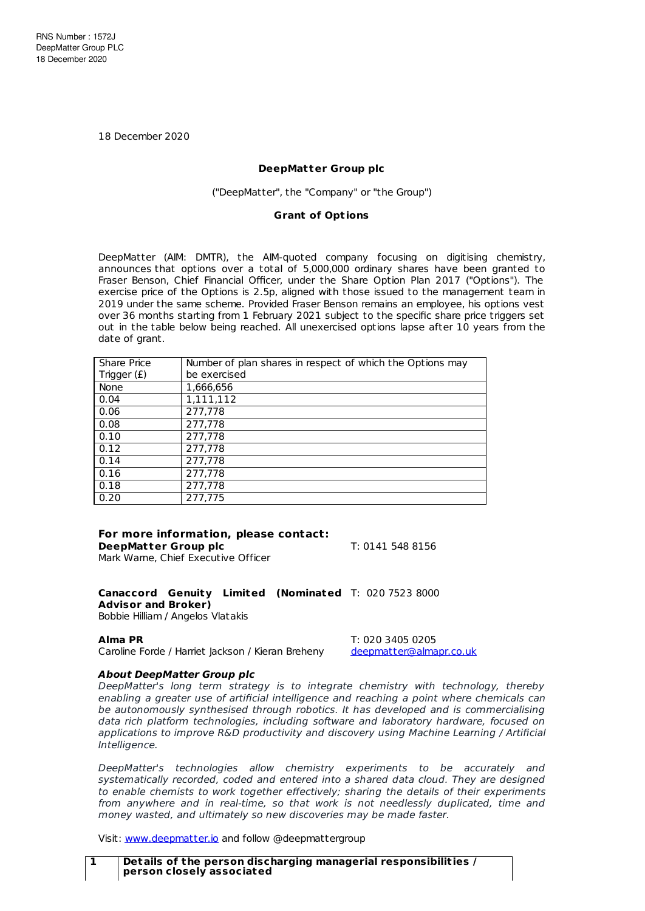RNS Number : 1572J
DeepMatter Group PLC
18 December 2020

18 December 2020

**DeepMatter Group plc**

("DeepMatter", the "Company" or "the Group")

**Grant of Options**

DeepMatter (AIM: DMTR), the AIM-quoted company focusing on digitising chemistry, announces that options over a total of 5,000,000 ordinary shares have been granted to Fraser Benson, Chief Financial Officer, under the Share Option Plan 2017 ("Options"). The exercise price of the Options is 2.5p, aligned with those issued to the management team in 2019 under the same scheme. Provided Fraser Benson remains an employee, his options vest over 36 months starting from 1 February 2021 subject to the specific share price triggers set out in the table below being reached. All unexercised options lapse after 10 years from the date of grant.

| Share Price Trigger (£) | Number of plan shares in respect of which the Options may be exercised |
|---|---|
| None | 1,666,656 |
| 0.04 | 1,111,112 |
| 0.06 | 277,778 |
| 0.08 | 277,778 |
| 0.10 | 277,778 |
| 0.12 | 277,778 |
| 0.14 | 277,778 |
| 0.16 | 277,778 |
| 0.18 | 277,778 |
| 0.20 | 277,775 |

**For more information, please contact:**

**DeepMatter Group plc** T: 0141 548 8156
Mark Warne, Chief Executive Officer

**Canaccord Genuity Limited (Nominated Advisor and Broker)** T: 020 7523 8000
Bobbie Hilliam / Angelos Vlatakis

**Alma PR** T: 020 3405 0205
Caroline Forde / Harriet Jackson / Kieran Breheny deepmatter@almapr.co.uk

***About DeepMatter Group plc***

*DeepMatter's long term strategy is to integrate chemistry with technology, thereby enabling a greater use of artificial intelligence and reaching a point where chemicals can be autonomously synthesised through robotics. It has developed and is commercialising data rich platform technologies, including software and laboratory hardware, focused on applications to improve R&D productivity and discovery using Machine Learning / Artificial Intelligence.*

*DeepMatter's technologies allow chemistry experiments to be accurately and systematically recorded, coded and entered into a shared data cloud. They are designed to enable chemists to work together effectively; sharing the details of their experiments from anywhere and in real-time, so that work is not needlessly duplicated, time and money wasted, and ultimately so new discoveries may be made faster.*

Visit: www.deepmatter.io and follow @deepmattergroup

| | |
|---|---|
| **1** | **Details of the person discharging managerial responsibilities / person closely associated** |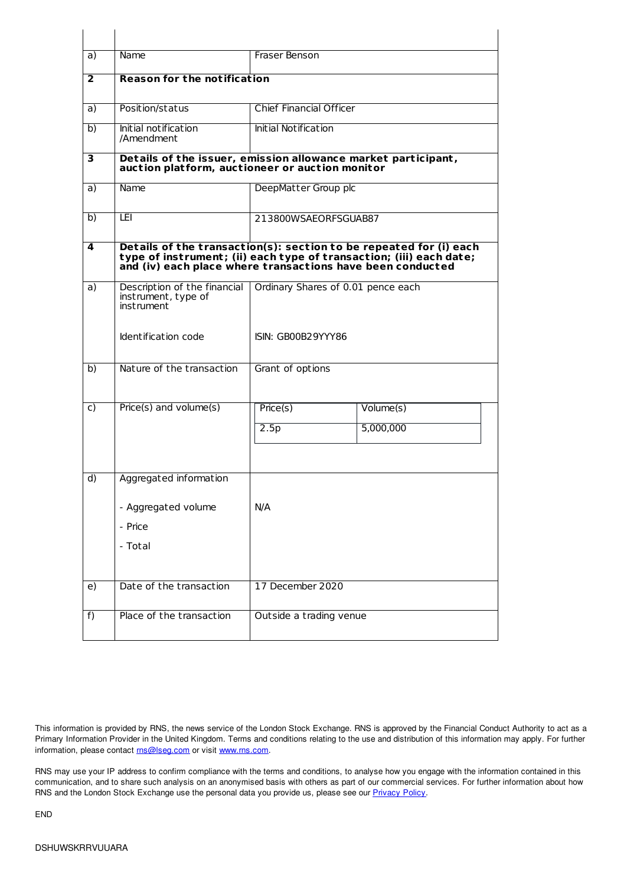| | | |
|---|---|---|
| a) | Name | Fraser Benson |
| **2** | **Reason for the notification** | |
| a) | Position/status | Chief Financial Officer |
| b) | Initial notification /Amendment | Initial Notification |
| **3** | **Details of the issuer, emission allowance market participant, auction platform, auctioneer or auction monitor** | |
| a) | Name | DeepMatter Group plc |
| b) | LEI | 213800WSAEORFSGUAB87 |
| **4** | **Details of the transaction(s): section to be repeated for (i) each type of instrument; (ii) each type of transaction; (iii) each date; and (iv) each place where transactions have been conducted** | |
| a) | Description of the financial instrument, type of instrument<br><br>Identification code | Ordinary Shares of 0.01 pence each<br><br>ISIN: GB00B29YYY86 |
| b) | Nature of the transaction | Grant of options |
| c) | Price(s) and volume(s) | Price(s): 2.5p / Volume(s): 5,000,000 |
| d) | Aggregated information<br>- Aggregated volume<br>- Price<br>- Total | N/A |
| e) | Date of the transaction | 17 December 2020 |
| f) | Place of the transaction | Outside a trading venue |

This information is provided by RNS, the news service of the London Stock Exchange. RNS is approved by the Financial Conduct Authority to act as a Primary Information Provider in the United Kingdom. Terms and conditions relating to the use and distribution of this information may apply. For further information, please contact rns@lseg.com or visit www.rns.com.

RNS may use your IP address to confirm compliance with the terms and conditions, to analyse how you engage with the information contained in this communication, and to share such analysis on an anonymised basis with others as part of our commercial services. For further information about how RNS and the London Stock Exchange use the personal data you provide us, please see our Privacy Policy.

END

DSHUWSKRRVUUARA